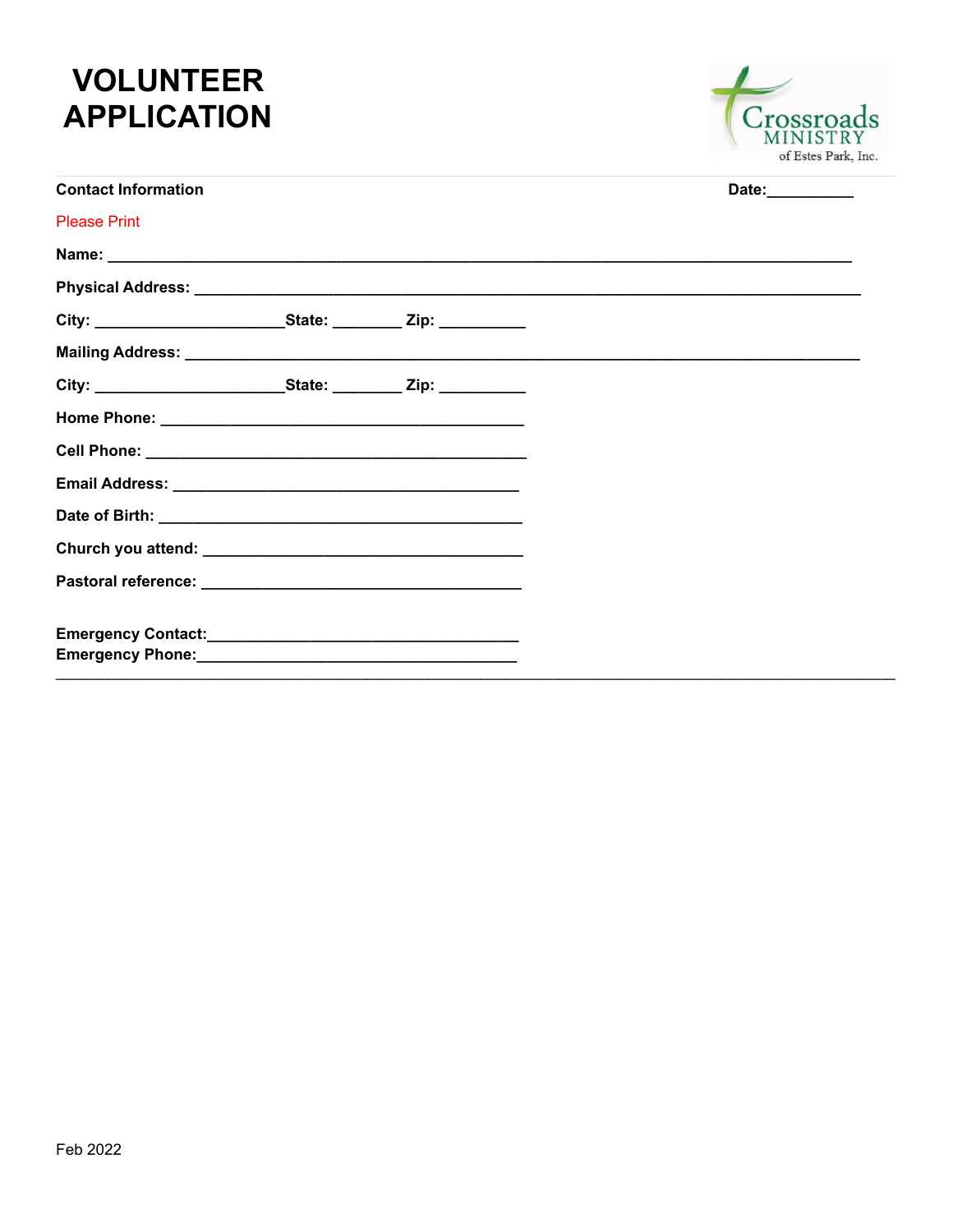# VOLUNTEER APPLICATION

Crossroads MINISTRY of Estes Park, Inc.

**Contact Information** **Date:**__________

Please Print

**Name:** ___________________________________________________________________________

**Physical Address:** ____________________________________________________________________

**City:** ______________________**State:** ________ **Zip:** __________

**Mailing Address:** _____________________________________________________________________

**City:** ______________________**State:** ________ **Zip:** __________

**Home Phone:** ________________________________________

**Cell Phone:** __________________________________________

**Email Address:** ______________________________________

**Date of Birth:** ________________________________________

**Church you attend:** ____________________________________

**Pastoral reference:** ____________________________________

**Emergency Contact:**___________________________________

**Emergency Phone:**____________________________________

---

Feb 2022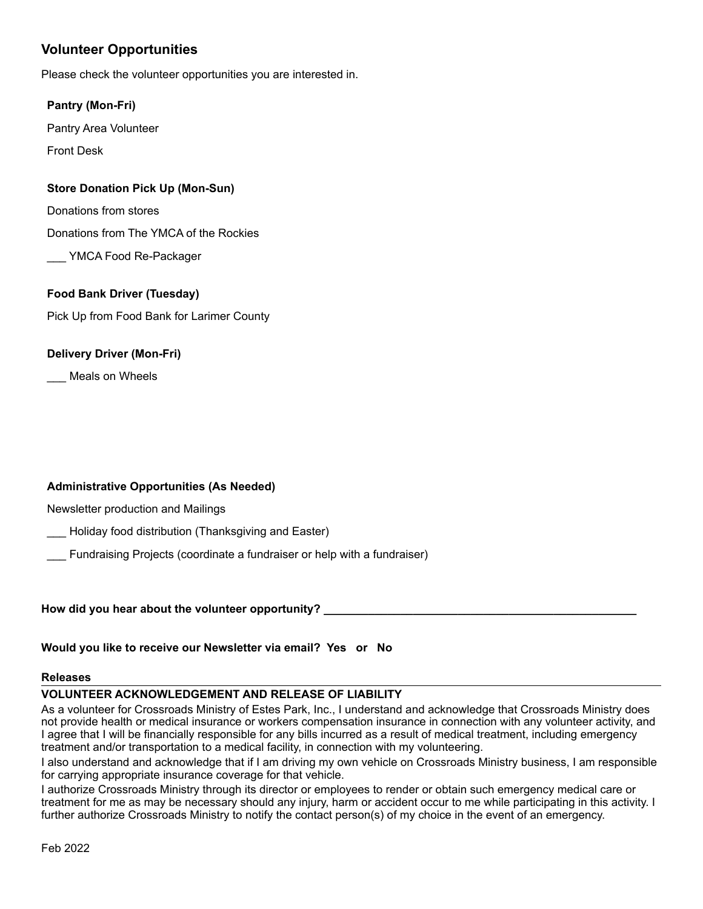## Volunteer Opportunities

Please check the volunteer opportunities you are interested in.

**Pantry (Mon-Fri)**

Pantry Area Volunteer

Front Desk

**Store Donation Pick Up (Mon-Sun)**

Donations from stores

Donations from The YMCA of the Rockies

___ YMCA Food Re-Packager

**Food Bank Driver (Tuesday)**

Pick Up from Food Bank for Larimer County

**Delivery Driver (Mon-Fri)**

___ Meals on Wheels

**Administrative Opportunities (As Needed)**

Newsletter production and Mailings

___ Holiday food distribution (Thanksgiving and Easter)

___ Fundraising Projects (coordinate a fundraiser or help with a fundraiser)

**How did you hear about the volunteer opportunity?** ____________________________________________________

**Would you like to receive our Newsletter via email? Yes or No**

**Releases**

**VOLUNTEER ACKNOWLEDGEMENT AND RELEASE OF LIABILITY**

As a volunteer for Crossroads Ministry of Estes Park, Inc., I understand and acknowledge that Crossroads Ministry does not provide health or medical insurance or workers compensation insurance in connection with any volunteer activity, and I agree that I will be financially responsible for any bills incurred as a result of medical treatment, including emergency treatment and/or transportation to a medical facility, in connection with my volunteering.

I also understand and acknowledge that if I am driving my own vehicle on Crossroads Ministry business, I am responsible for carrying appropriate insurance coverage for that vehicle.

I authorize Crossroads Ministry through its director or employees to render or obtain such emergency medical care or treatment for me as may be necessary should any injury, harm or accident occur to me while participating in this activity. I further authorize Crossroads Ministry to notify the contact person(s) of my choice in the event of an emergency.

Feb 2022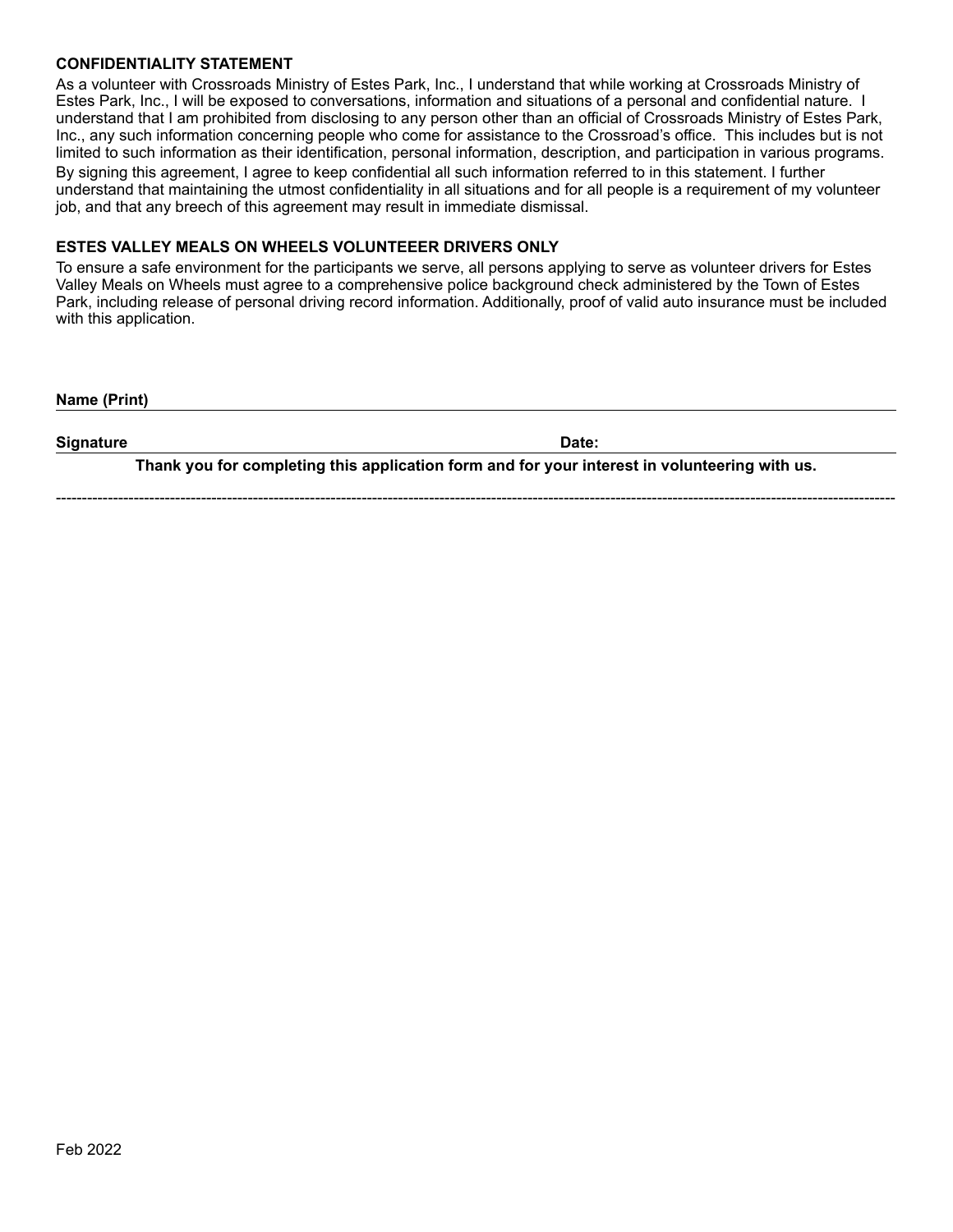**CONFIDENTIALITY STATEMENT**

As a volunteer with Crossroads Ministry of Estes Park, Inc., I understand that while working at Crossroads Ministry of Estes Park, Inc., I will be exposed to conversations, information and situations of a personal and confidential nature. I understand that I am prohibited from disclosing to any person other than an official of Crossroads Ministry of Estes Park, Inc., any such information concerning people who come for assistance to the Crossroad's office. This includes but is not limited to such information as their identification, personal information, description, and participation in various programs. By signing this agreement, I agree to keep confidential all such information referred to in this statement. I further understand that maintaining the utmost confidentiality in all situations and for all people is a requirement of my volunteer job, and that any breech of this agreement may result in immediate dismissal.

**ESTES VALLEY MEALS ON WHEELS VOLUNTEEER DRIVERS ONLY**

To ensure a safe environment for the participants we serve, all persons applying to serve as volunteer drivers for Estes Valley Meals on Wheels must agree to a comprehensive police background check administered by the Town of Estes Park, including release of personal driving record information. Additionally, proof of valid auto insurance must be included with this application.

**Name (Print)** ______________________________________________

**Signature** ______________________________ **Date:** ______________

**Thank you for completing this application form and for your interest in volunteering with us.**

---

Feb 2022